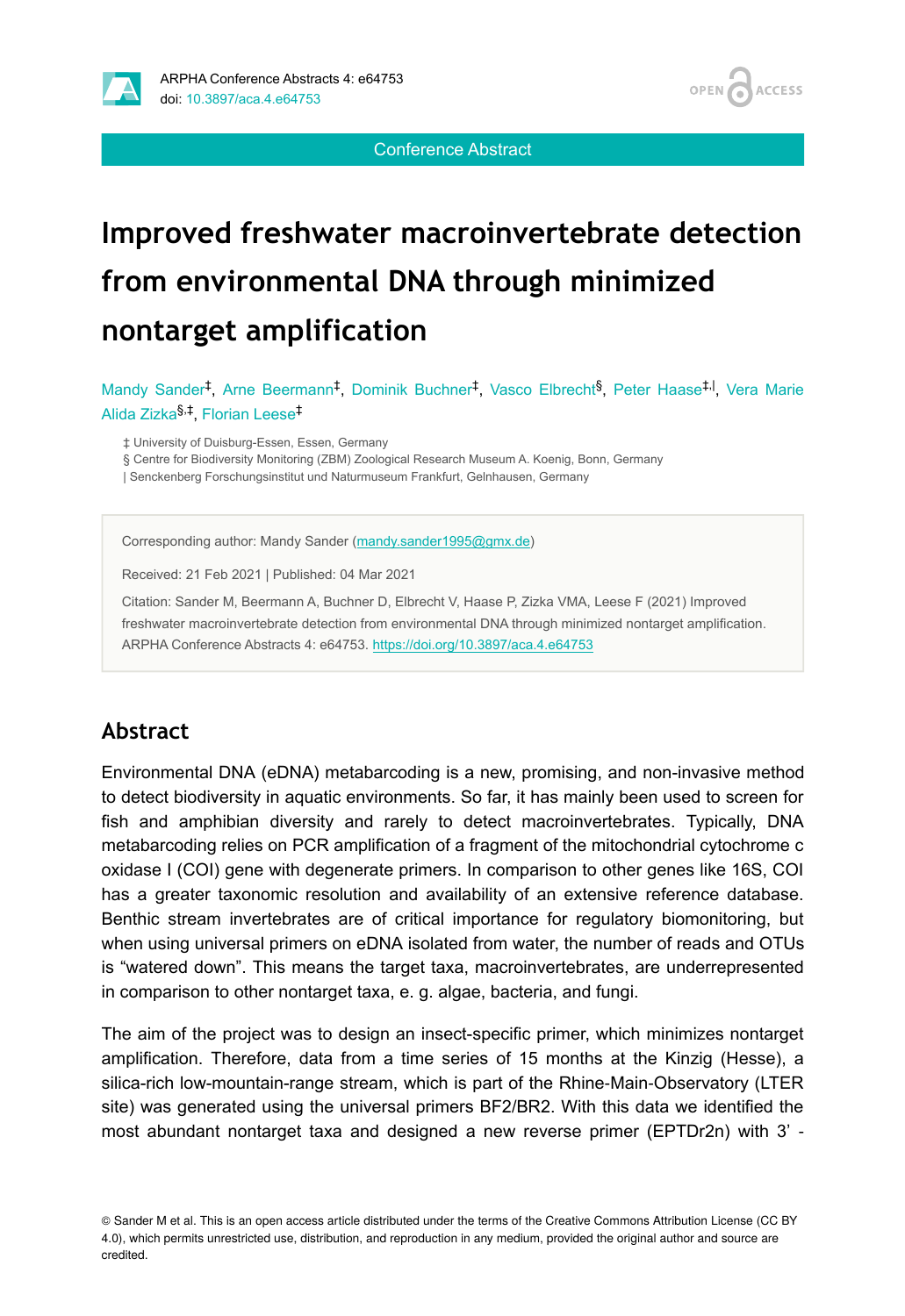Conference Abstract

# Improved freshwater macroinvertebrate detection from environmental DNA through minimized nontarget amplification

Mandy Sander[‡], Arne Beermann[‡], Dominik Buchner[‡], Vasco Elbrecht[§], Peter Haase[‡,|], Vera Marie Alida Zizka[§,‡], Florian Leese[‡]

‡ University of Duisburg-Essen, Essen, Germany
§ Centre for Biodiversity Monitoring (ZBM) Zoological Research Museum A. Koenig, Bonn, Germany
| Senckenberg Forschungsinstitut und Naturmuseum Frankfurt, Gelnhausen, Germany

Corresponding author: Mandy Sander (mandy.sander1995@gmx.de)

Received: 21 Feb 2021 | Published: 04 Mar 2021

Citation: Sander M, Beermann A, Buchner D, Elbrecht V, Haase P, Zizka VMA, Leese F (2021) Improved freshwater macroinvertebrate detection from environmental DNA through minimized nontarget amplification. ARPHA Conference Abstracts 4: e64753. https://doi.org/10.3897/aca.4.e64753

## Abstract

Environmental DNA (eDNA) metabarcoding is a new, promising, and non-invasive method to detect biodiversity in aquatic environments. So far, it has mainly been used to screen for fish and amphibian diversity and rarely to detect macroinvertebrates. Typically, DNA metabarcoding relies on PCR amplification of a fragment of the mitochondrial cytochrome c oxidase I (COI) gene with degenerate primers. In comparison to other genes like 16S, COI has a greater taxonomic resolution and availability of an extensive reference database. Benthic stream invertebrates are of critical importance for regulatory biomonitoring, but when using universal primers on eDNA isolated from water, the number of reads and OTUs is "watered down". This means the target taxa, macroinvertebrates, are underrepresented in comparison to other nontarget taxa, e. g. algae, bacteria, and fungi.

The aim of the project was to design an insect-specific primer, which minimizes nontarget amplification. Therefore, data from a time series of 15 months at the Kinzig (Hesse), a silica-rich low-mountain-range stream, which is part of the Rhine-Main-Observatory (LTER site) was generated using the universal primers BF2/BR2. With this data we identified the most abundant nontarget taxa and designed a new reverse primer (EPTDr2n) with 3' -

© Sander M et al. This is an open access article distributed under the terms of the Creative Commons Attribution License (CC BY 4.0), which permits unrestricted use, distribution, and reproduction in any medium, provided the original author and source are credited.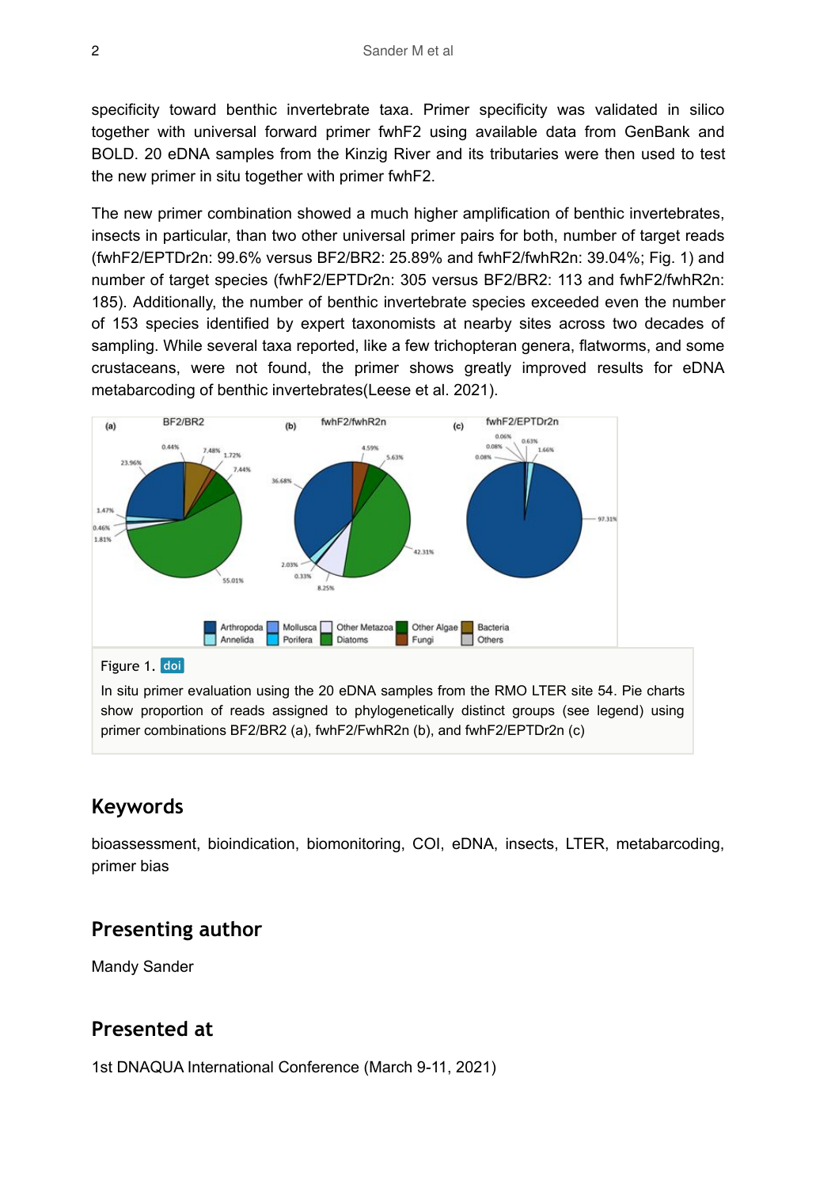specificity toward benthic invertebrate taxa. Primer specificity was validated in silico together with universal forward primer fwhF2 using available data from GenBank and BOLD. 20 eDNA samples from the Kinzig River and its tributaries were then used to test the new primer in situ together with primer fwhF2.

The new primer combination showed a much higher amplification of benthic invertebrates, insects in particular, than two other universal primer pairs for both, number of target reads (fwhF2/EPTDr2n: 99.6% versus BF2/BR2: 25.89% and fwhF2/fwhR2n: 39.04%; Fig. 1) and number of target species (fwhF2/EPTDr2n: 305 versus BF2/BR2: 113 and fwhF2/fwhR2n: 185). Additionally, the number of benthic invertebrate species exceeded even the number of 153 species identified by expert taxonomists at nearby sites across two decades of sampling. While several taxa reported, like a few trichopteran genera, flatworms, and some crustaceans, were not found, the primer shows greatly improved results for eDNA metabarcoding of benthic invertebrates(Leese et al. 2021).

Figure 1. doi

In situ primer evaluation using the 20 eDNA samples from the RMO LTER site 54. Pie charts show proportion of reads assigned to phylogenetically distinct groups (see legend) using primer combinations BF2/BR2 (a), fwhF2/FwhR2n (b), and fwhF2/EPTDr2n (c)

## Keywords

bioassessment, bioindication, biomonitoring, COI, eDNA, insects, LTER, metabarcoding, primer bias

## Presenting author

Mandy Sander

## Presented at

1st DNAQUA International Conference (March 9-11, 2021)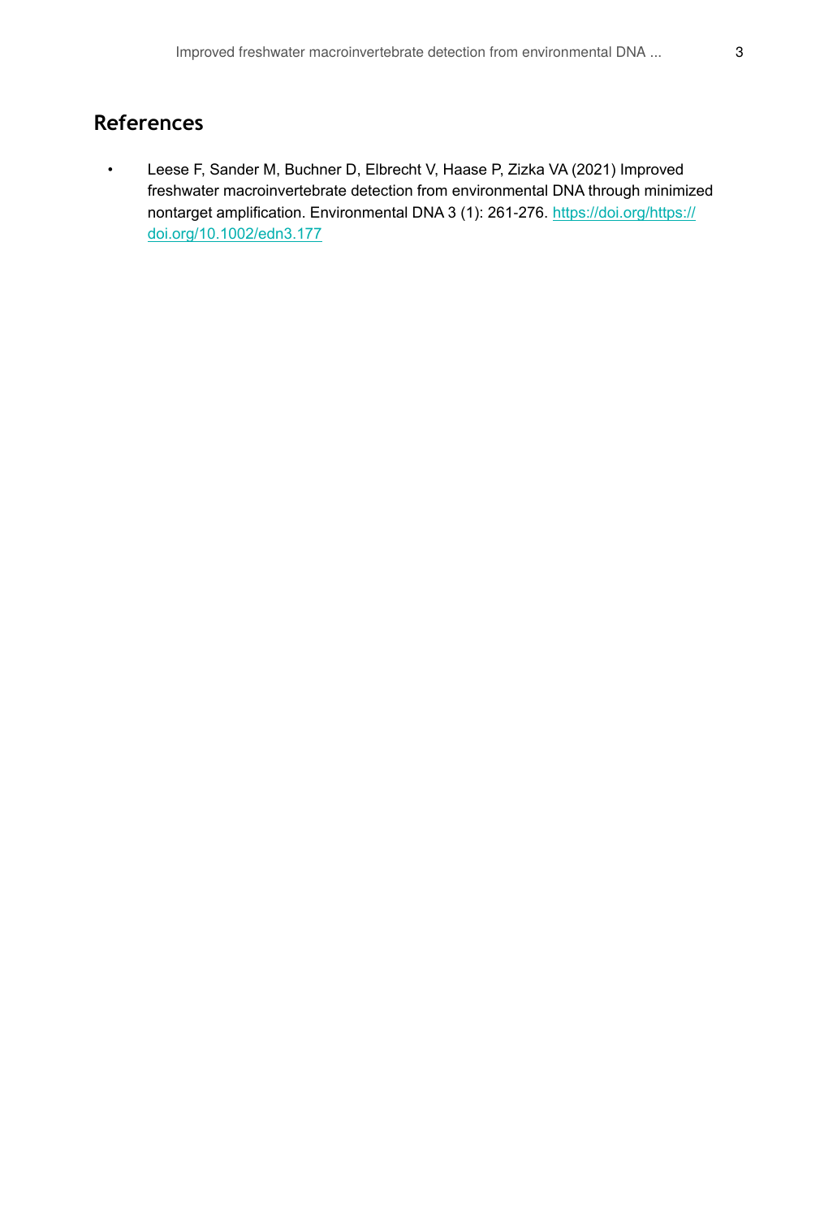## References

- Leese F, Sander M, Buchner D, Elbrecht V, Haase P, Zizka VA (2021) Improved freshwater macroinvertebrate detection from environmental DNA through minimized nontarget amplification. Environmental DNA 3 (1): 261-276. https://doi.org/https://doi.org/10.1002/edn3.177